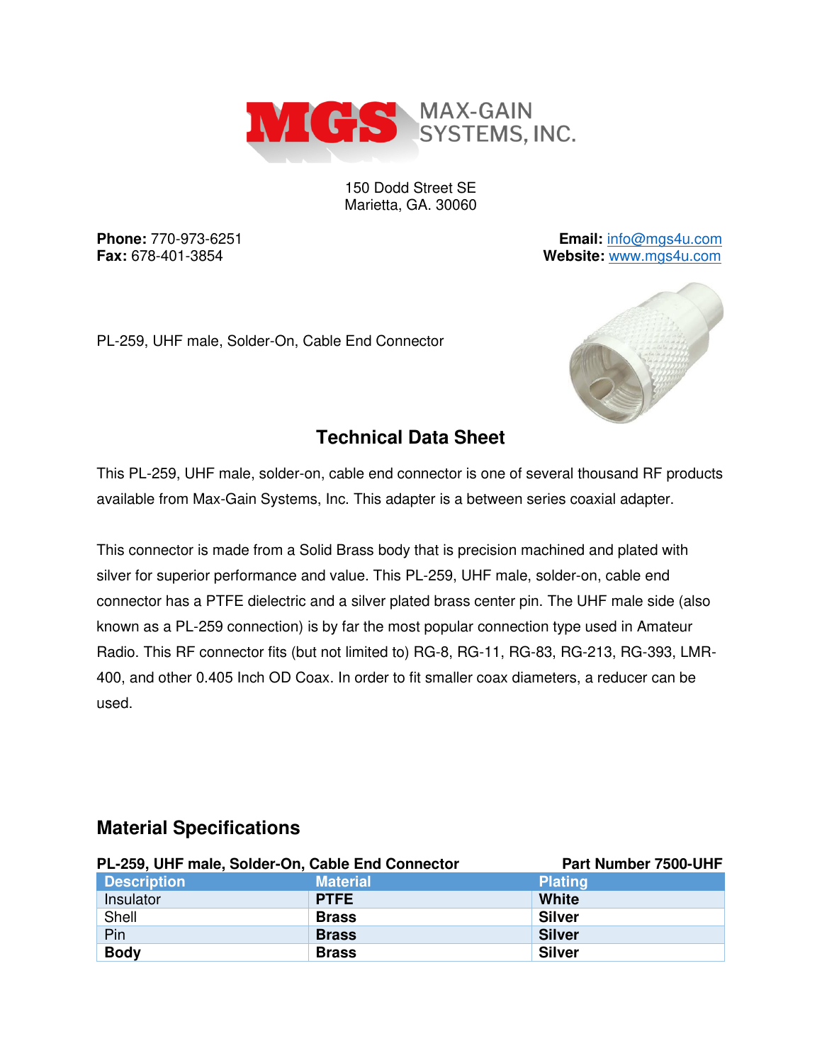MAX-GAIN SYSTEMS, INC.

150 Dodd Street SE
Marietta, GA. 30060

**Phone:** 770-973-6251
**Fax:** 678-401-3854

**Email:** info@mgs4u.com
**Website:** www.mgs4u.com

PL-259, UHF male, Solder-On, Cable End Connector

## Technical Data Sheet

This PL-259, UHF male, solder-on, cable end connector is one of several thousand RF products available from Max-Gain Systems, Inc. This adapter is a between series coaxial adapter.

This connector is made from a Solid Brass body that is precision machined and plated with silver for superior performance and value. This PL-259, UHF male, solder-on, cable end connector has a PTFE dielectric and a silver plated brass center pin. The UHF male side (also known as a PL-259 connection) is by far the most popular connection type used in Amateur Radio. This RF connector fits (but not limited to) RG-8, RG-11, RG-83, RG-213, RG-393, LMR-400, and other 0.405 Inch OD Coax. In order to fit smaller coax diameters, a reducer can be used.

## Material Specifications

**PL-259, UHF male, Solder-On, Cable End Connector** **Part Number 7500-UHF**

| Description | Material | Plating |
|---|---|---|
| Insulator | **PTFE** | **White** |
| Shell | **Brass** | **Silver** |
| Pin | **Brass** | **Silver** |
| **Body** | **Brass** | **Silver** |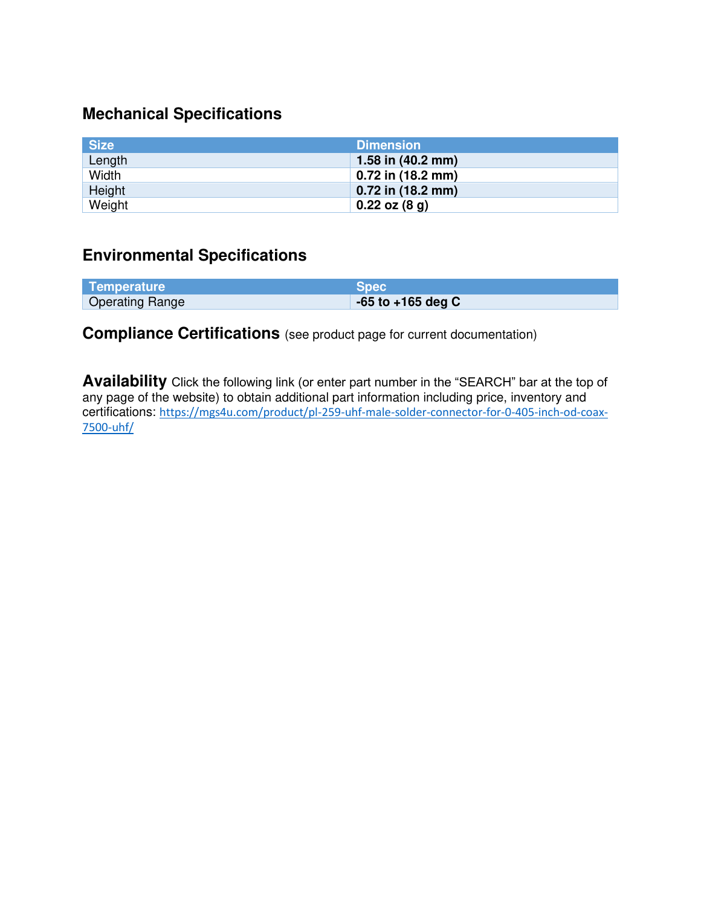## Mechanical Specifications

| Size | Dimension |
|---|---|
| Length | **1.58 in (40.2 mm)** |
| Width | **0.72 in (18.2 mm)** |
| Height | **0.72 in (18.2 mm)** |
| Weight | **0.22 oz (8 g)** |

## Environmental Specifications

| Temperature | Spec |
|---|---|
| Operating Range | **-65 to +165 deg C** |

**Compliance Certifications** (see product page for current documentation)

**Availability** Click the following link (or enter part number in the "SEARCH" bar at the top of any page of the website) to obtain additional part information including price, inventory and certifications: https://mgs4u.com/product/pl-259-uhf-male-solder-connector-for-0-405-inch-od-coax-7500-uhf/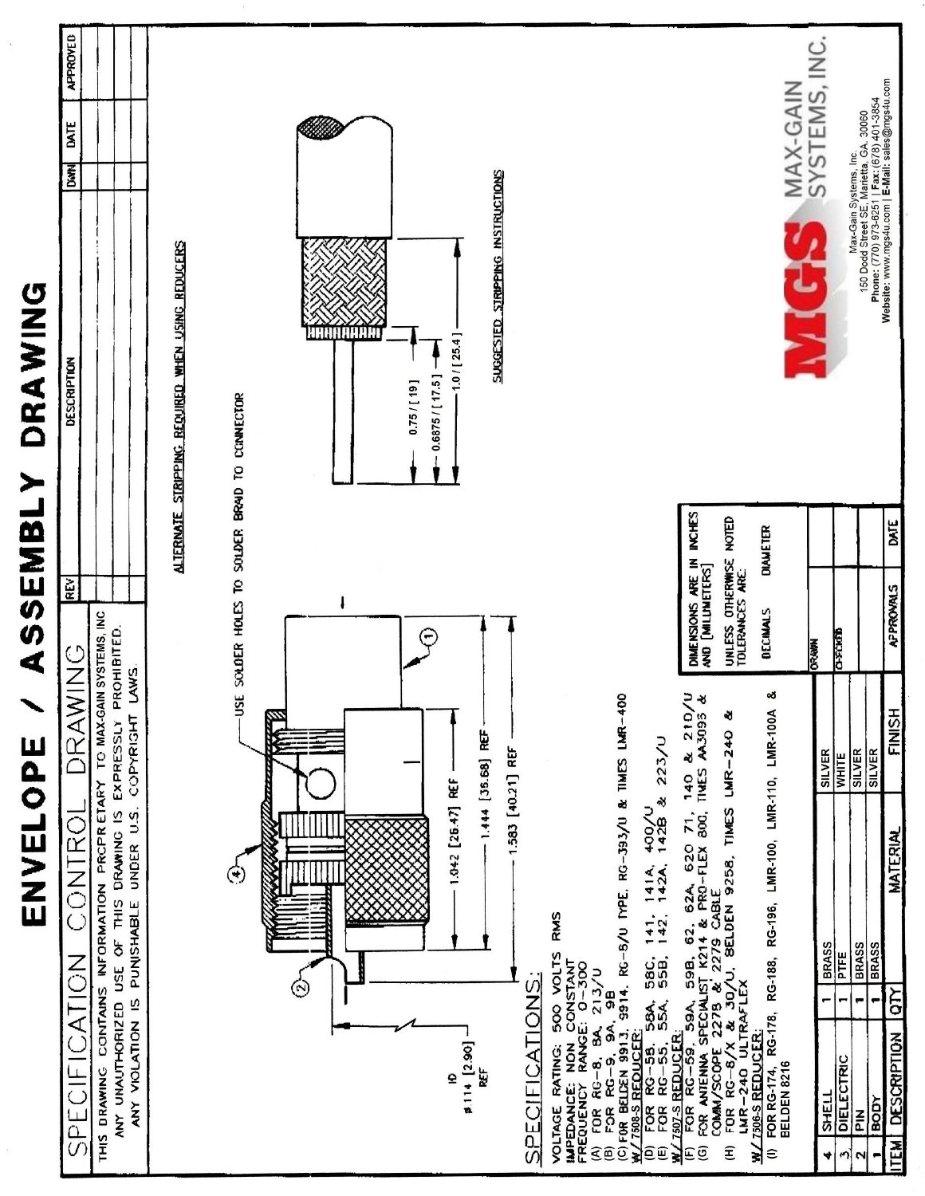# ENVELOPE / ASSEMBLY DRAWING

## SPECIFICATION CONTROL DRAWING

THIS DRAWING CONTAINS INFORMATION PROPRIETARY TO MAX-GAIN SYSTEMS, INC. ANY UNAUTHORIZED USE OF THIS DRAWING IS EXPRESSLY PROHIBITED. ANY VIOLATION IS PUNISHABLE UNDER U.S. COPYRIGHT LAWS.

| REV | DESCRIPTION | DWN | DATE | APPROVED |
|---|---|---|---|---|
| | | | | |

USE SOLDER HOLES TO SOLDER BRAID TO CONNECTOR

ID ø.114 [2.90] REF

1.042 [26.47] REF

1.444 [36.68] REF

1.583 [40.21] REF

ALTERNATE STRIPPING REQUIRED WHEN USING REDUCERS

0.75 / [19]

0.6875 / [17.5]

1.0 / [25.4]

SUGGESTED STRIPPING INSTRUCTIONS

## SPECIFICATIONS:

VOLTAGE RATING: 500 VOLTS RMS
IMPEDANCE: NON CONSTANT
FREQUENCY RANGE: 0-300

(A) FOR RG-8, 8A, 213/U
(B) FOR RG-9, 9A, 9B
(C) FOR BELDEN 9913, 9914, RG-8/U TYPE, RG-393/U & TIMES LMR-400

**W/ 7508-S REDUCER:**

(D) FOR RG-58, 58A, 58C, 141, 141A, 400/U
(E) FOR RG-55, 55A, 55B, 142, 142A, 142B & 223/U

**W/ 7507-S REDUCER:**

(F) FOR RG-59, 59A, 59B, 62, 62A, 620 71, 140 & 210/U
(G) FOR ANTENNA SPECIALIST K214 & PRO-FLEX 800, TIMES AA3095 & COMM/SCOPE 2278 & 2279 CABLE
(H) FOR RG-8/X & 30/U, BELDEN 9258, TIMES LMR-240 & LMR-240 ULTRAFLEX

**W/ 7506-S REDUCER:**

(I) FOR RG-174, RG-178, RG-188, RG-196, LMR-100, LMR-110, LMR-100A & BELDEN 8216

DIMENSIONS ARE IN INCHES AND [MILLIMETERS]

UNLESS OTHERWISE NOTED TOLERANCES ARE:

DECIMALS &nbsp;&nbsp; DIAMETER

| ITEM | DESCRIPTION | QTY | MATERIAL | FINISH |
|---|---|---|---|---|
| 4 | SHELL | 1 | BRASS | SILVER |
| 3 | DIELECTRIC | 1 | PTFE | WHITE |
| 2 | PIN | 1 | BRASS | SILVER |
| 1 | BODY | 1 | BRASS | SILVER |

| APPROVALS | DATE |
|---|---|
| DRAWN | |
| CHECKED | |
| | |

MGS MAX-GAIN SYSTEMS, INC.

Max-Gain Systems, Inc.
150 Dodd Street SE, Marietta, GA. 30060
Phone: (770) 973-6251 | Fax: (678) 401-3854
Website: www.mgs4u.com | E-Mail: sales@mgs4u.com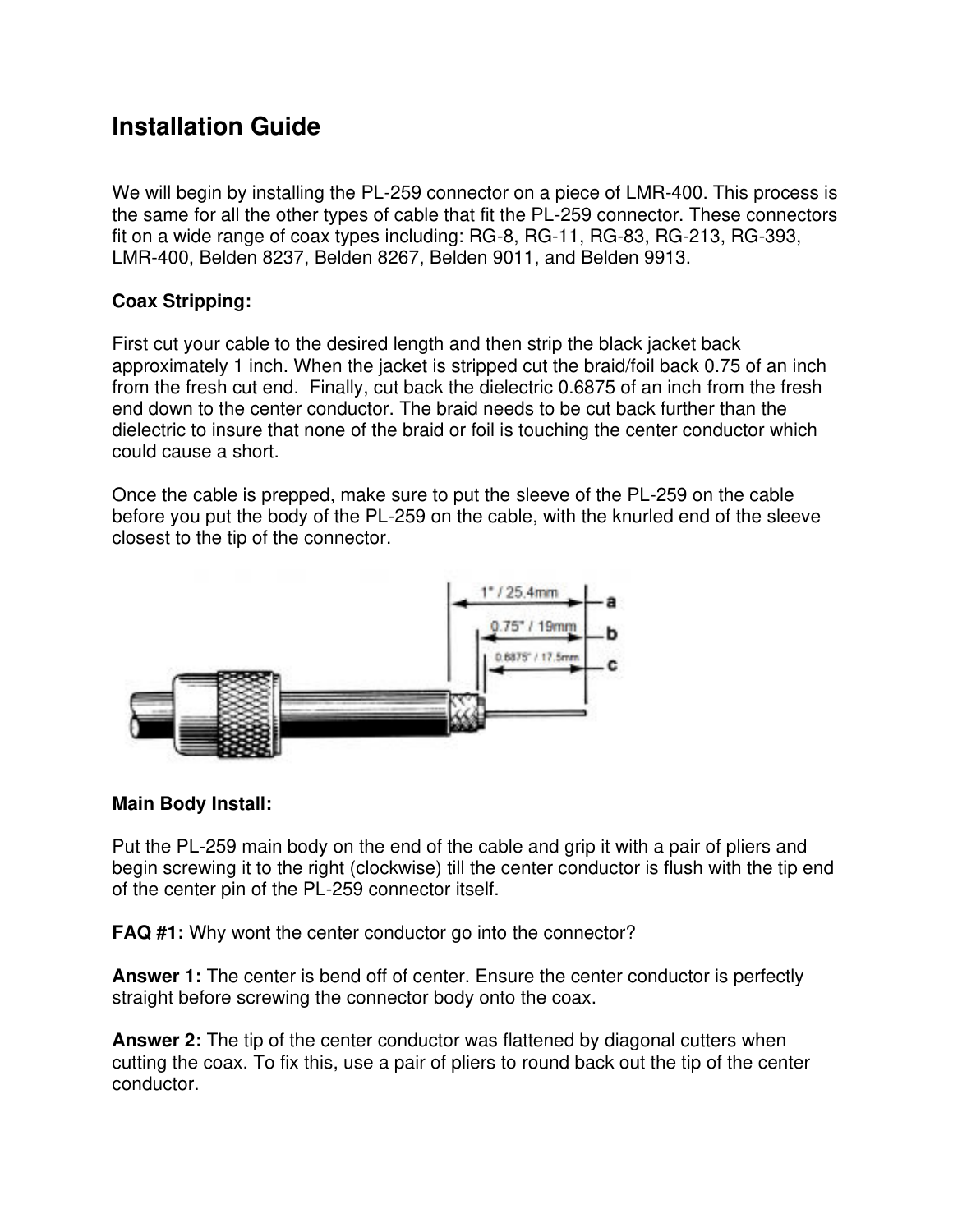# Installation Guide

We will begin by installing the PL-259 connector on a piece of LMR-400. This process is the same for all the other types of cable that fit the PL-259 connector. These connectors fit on a wide range of coax types including: RG-8, RG-11, RG-83, RG-213, RG-393, LMR-400, Belden 8237, Belden 8267, Belden 9011, and Belden 9913.

**Coax Stripping:**

First cut your cable to the desired length and then strip the black jacket back approximately 1 inch. When the jacket is stripped cut the braid/foil back 0.75 of an inch from the fresh cut end. Finally, cut back the dielectric 0.6875 of an inch from the fresh end down to the center conductor. The braid needs to be cut back further than the dielectric to insure that none of the braid or foil is touching the center conductor which could cause a short.

Once the cable is prepped, make sure to put the sleeve of the PL-259 on the cable before you put the body of the PL-259 on the cable, with the knurled end of the sleeve closest to the tip of the connector.

**Main Body Install:**

Put the PL-259 main body on the end of the cable and grip it with a pair of pliers and begin screwing it to the right (clockwise) till the center conductor is flush with the tip end of the center pin of the PL-259 connector itself.

**FAQ #1:** Why wont the center conductor go into the connector?

**Answer 1:** The center is bend off of center. Ensure the center conductor is perfectly straight before screwing the connector body onto the coax.

**Answer 2:** The tip of the center conductor was flattened by diagonal cutters when cutting the coax. To fix this, use a pair of pliers to round back out the tip of the center conductor.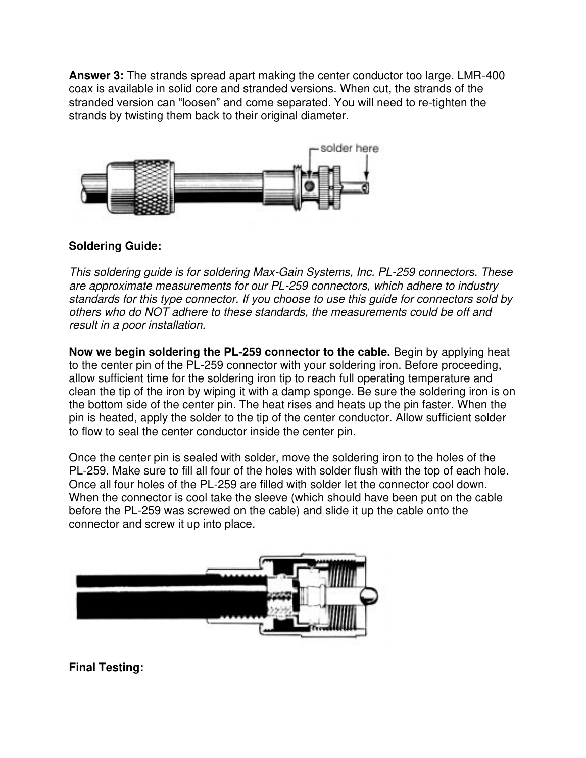**Answer 3:** The strands spread apart making the center conductor too large. LMR-400 coax is available in solid core and stranded versions. When cut, the strands of the stranded version can "loosen" and come separated. You will need to re-tighten the strands by twisting them back to their original diameter.

**Soldering Guide:**

*This soldering guide is for soldering Max-Gain Systems, Inc. PL-259 connectors. These are approximate measurements for our PL-259 connectors, which adhere to industry standards for this type connector. If you choose to use this guide for connectors sold by others who do NOT adhere to these standards, the measurements could be off and result in a poor installation.*

**Now we begin soldering the PL-259 connector to the cable.** Begin by applying heat to the center pin of the PL-259 connector with your soldering iron. Before proceeding, allow sufficient time for the soldering iron tip to reach full operating temperature and clean the tip of the iron by wiping it with a damp sponge. Be sure the soldering iron is on the bottom side of the center pin. The heat rises and heats up the pin faster. When the pin is heated, apply the solder to the tip of the center conductor. Allow sufficient solder to flow to seal the center conductor inside the center pin.

Once the center pin is sealed with solder, move the soldering iron to the holes of the PL-259. Make sure to fill all four of the holes with solder flush with the top of each hole. Once all four holes of the PL-259 are filled with solder let the connector cool down. When the connector is cool take the sleeve (which should have been put on the cable before the PL-259 was screwed on the cable) and slide it up the cable onto the connector and screw it up into place.

**Final Testing:**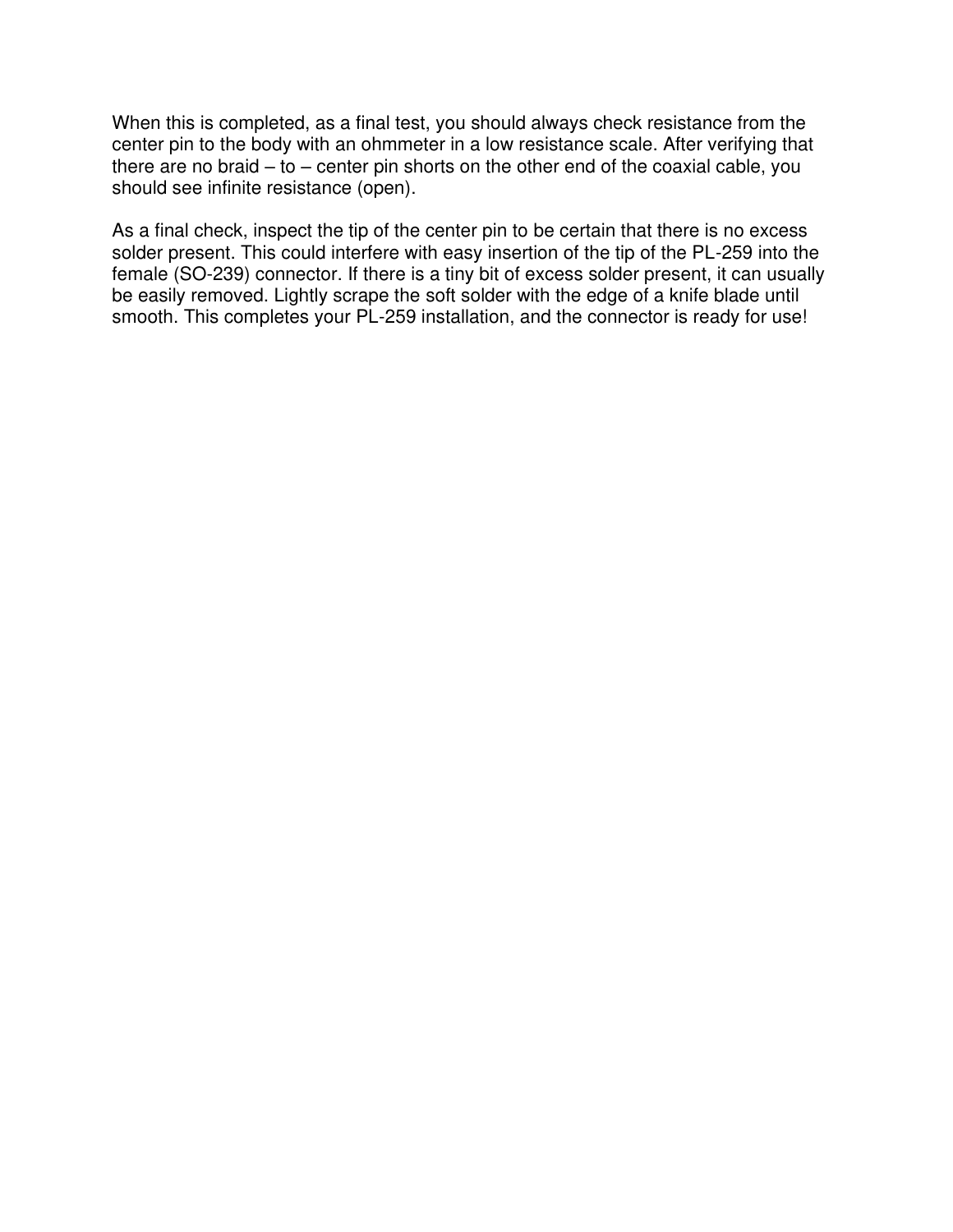When this is completed, as a final test, you should always check resistance from the center pin to the body with an ohmmeter in a low resistance scale. After verifying that there are no braid – to – center pin shorts on the other end of the coaxial cable, you should see infinite resistance (open).

As a final check, inspect the tip of the center pin to be certain that there is no excess solder present. This could interfere with easy insertion of the tip of the PL-259 into the female (SO-239) connector. If there is a tiny bit of excess solder present, it can usually be easily removed. Lightly scrape the soft solder with the edge of a knife blade until smooth. This completes your PL-259 installation, and the connector is ready for use!